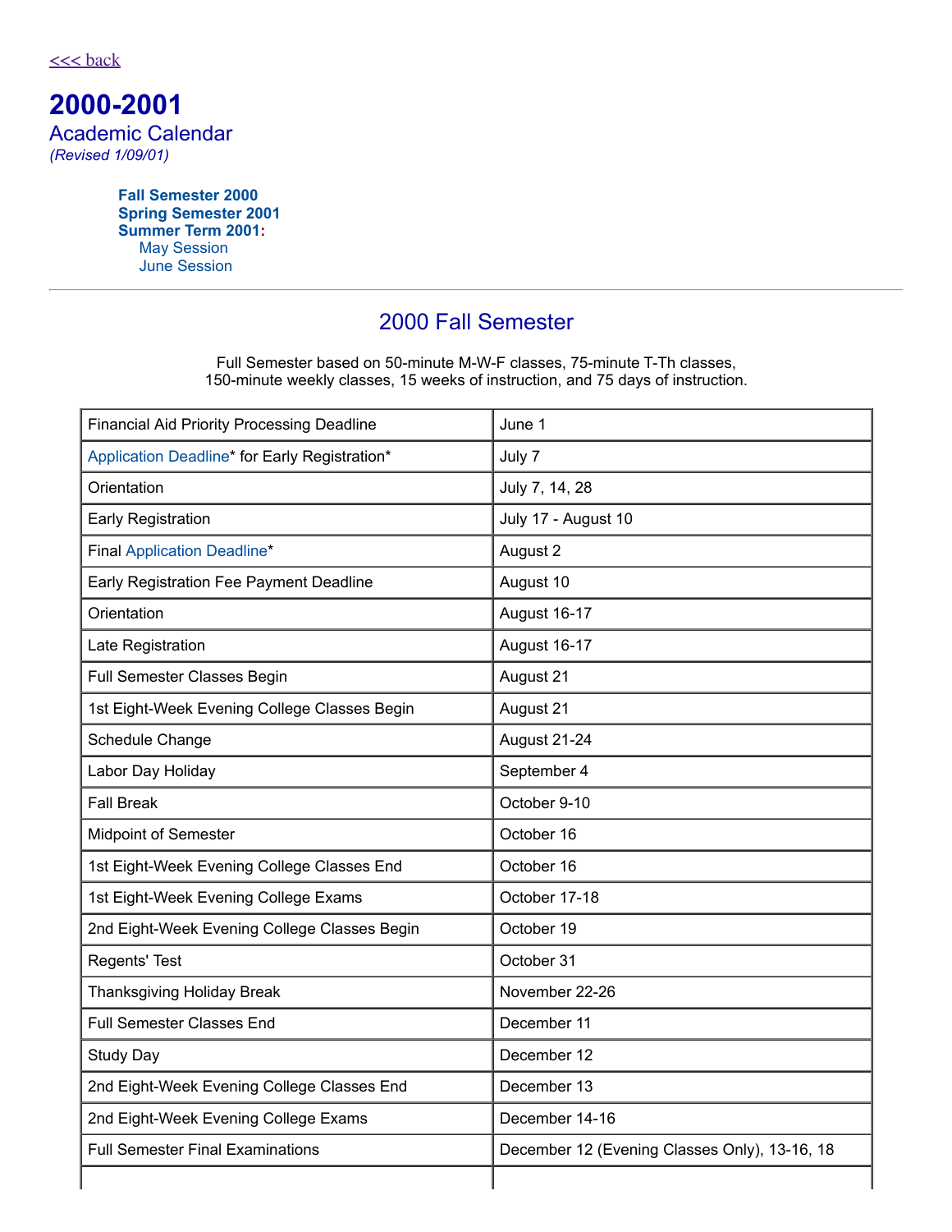<<< back

# 2000-2001

Academic Calendar

*(Revised 1/09/01)*

**Fall Semester 2000**
**Spring Semester 2001**
**Summer Term 2001**:
- May Session
- June Session

---

## 2000 Fall Semester

Full Semester based on 50-minute M-W-F classes, 75-minute T-Th classes, 150-minute weekly classes, 15 weeks of instruction, and 75 days of instruction.

| | |
|---|---|
| Financial Aid Priority Processing Deadline | June 1 |
| Application Deadline* for Early Registration* | July 7 |
| Orientation | July 7, 14, 28 |
| Early Registration | July 17 - August 10 |
| Final Application Deadline* | August 2 |
| Early Registration Fee Payment Deadline | August 10 |
| Orientation | August 16-17 |
| Late Registration | August 16-17 |
| Full Semester Classes Begin | August 21 |
| 1st Eight-Week Evening College Classes Begin | August 21 |
| Schedule Change | August 21-24 |
| Labor Day Holiday | September 4 |
| Fall Break | October 9-10 |
| Midpoint of Semester | October 16 |
| 1st Eight-Week Evening College Classes End | October 16 |
| 1st Eight-Week Evening College Exams | October 17-18 |
| 2nd Eight-Week Evening College Classes Begin | October 19 |
| Regents' Test | October 31 |
| Thanksgiving Holiday Break | November 22-26 |
| Full Semester Classes End | December 11 |
| Study Day | December 12 |
| 2nd Eight-Week Evening College Classes End | December 13 |
| 2nd Eight-Week Evening College Exams | December 14-16 |
| Full Semester Final Examinations | December 12 (Evening Classes Only), 13-16, 18 |
| | |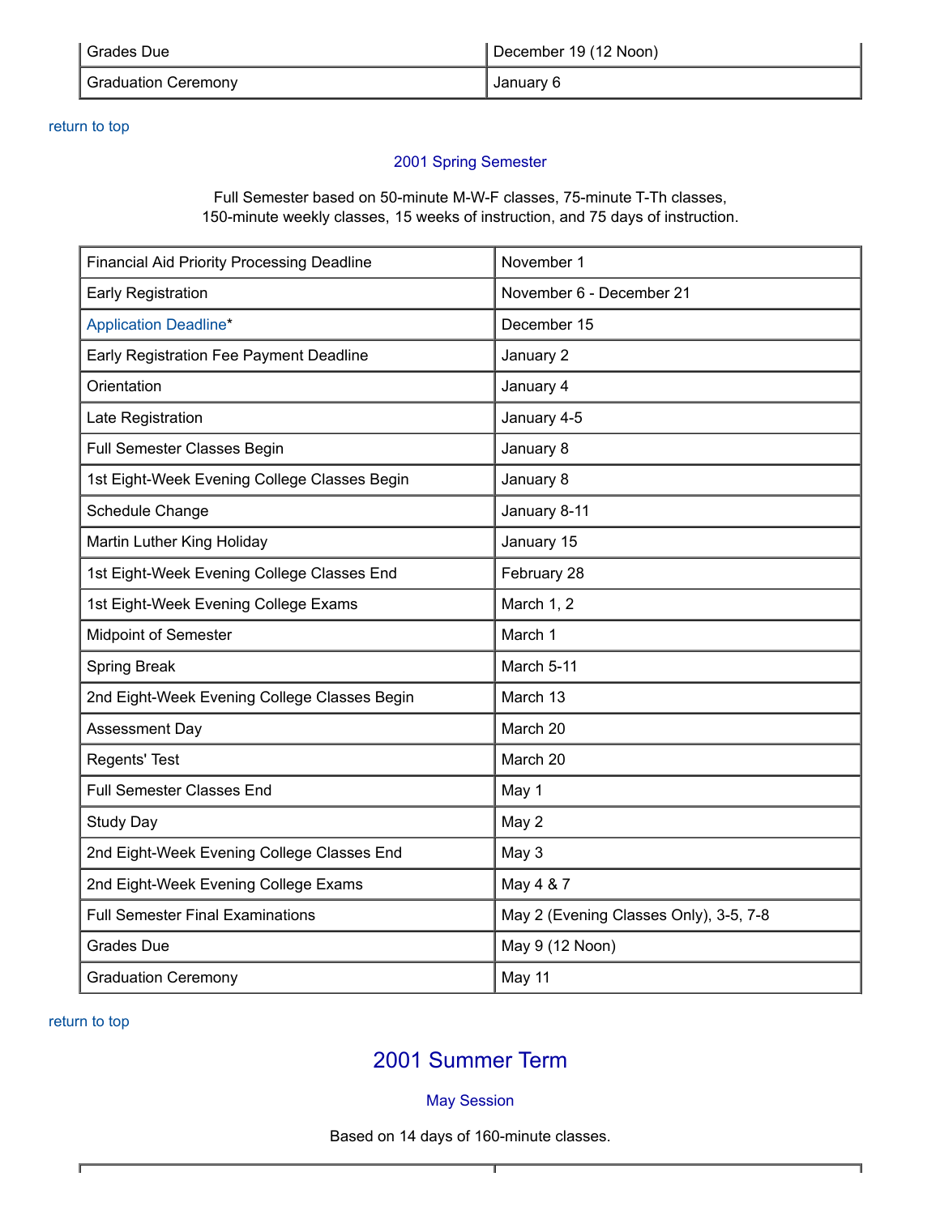| Grades Due | December 19 (12 Noon) |
|---|---|
| Graduation Ceremony | January 6 |

return to top

### 2001 Spring Semester

Full Semester based on 50-minute M-W-F classes, 75-minute T-Th classes, 150-minute weekly classes, 15 weeks of instruction, and 75 days of instruction.

| Financial Aid Priority Processing Deadline | November 1 |
|---|---|
| Early Registration | November 6 - December 21 |
| Application Deadline* | December 15 |
| Early Registration Fee Payment Deadline | January 2 |
| Orientation | January 4 |
| Late Registration | January 4-5 |
| Full Semester Classes Begin | January 8 |
| 1st Eight-Week Evening College Classes Begin | January 8 |
| Schedule Change | January 8-11 |
| Martin Luther King Holiday | January 15 |
| 1st Eight-Week Evening College Classes End | February 28 |
| 1st Eight-Week Evening College Exams | March 1, 2 |
| Midpoint of Semester | March 1 |
| Spring Break | March 5-11 |
| 2nd Eight-Week Evening College Classes Begin | March 13 |
| Assessment Day | March 20 |
| Regents' Test | March 20 |
| Full Semester Classes End | May 1 |
| Study Day | May 2 |
| 2nd Eight-Week Evening College Classes End | May 3 |
| 2nd Eight-Week Evening College Exams | May 4 & 7 |
| Full Semester Final Examinations | May 2 (Evening Classes Only), 3-5, 7-8 |
| Grades Due | May 9 (12 Noon) |
| Graduation Ceremony | May 11 |

return to top

## 2001 Summer Term

### May Session

Based on 14 days of 160-minute classes.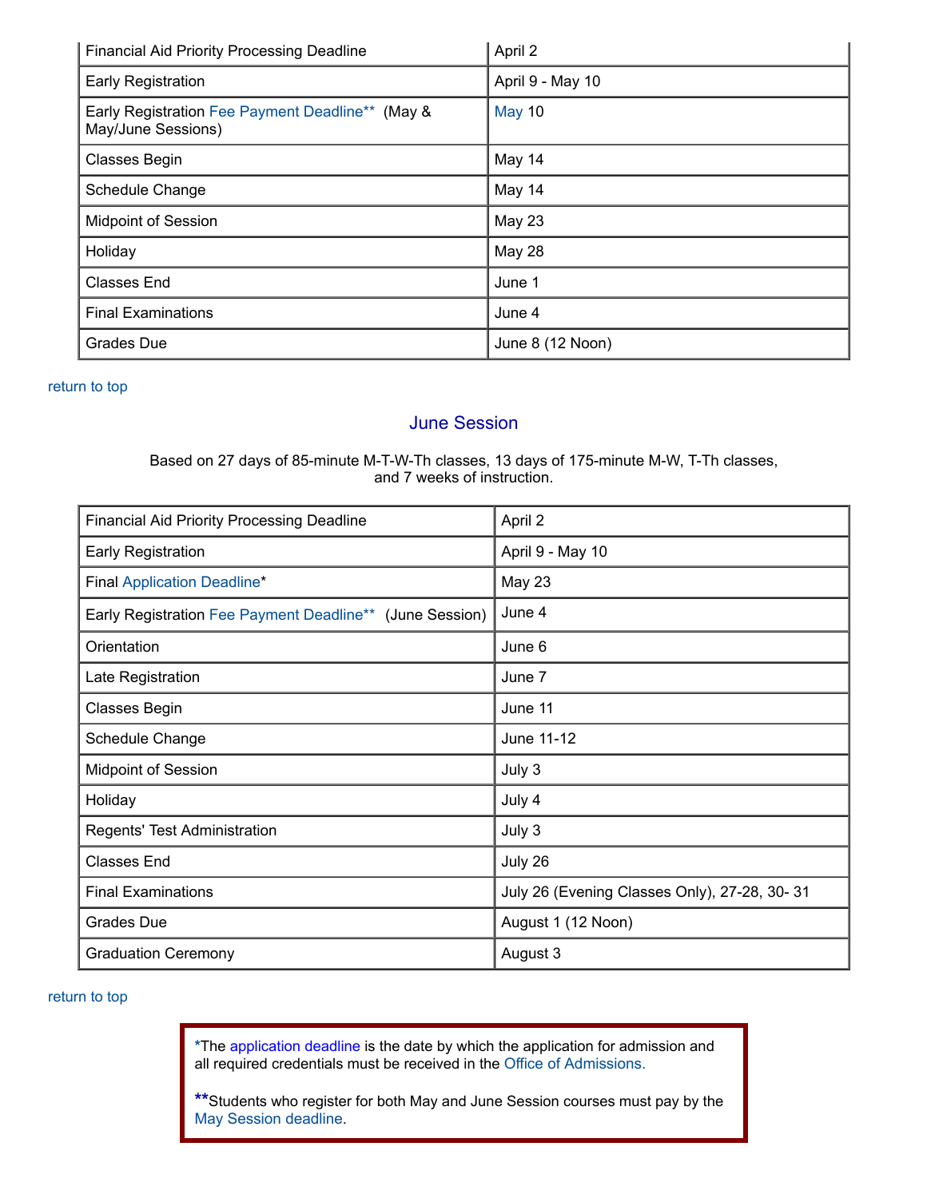| | |
|---|---|
| Financial Aid Priority Processing Deadline | April 2 |
| Early Registration | April 9 - May 10 |
| Early Registration Fee Payment Deadline** (May & May/June Sessions) | May 10 |
| Classes Begin | May 14 |
| Schedule Change | May 14 |
| Midpoint of Session | May 23 |
| Holiday | May 28 |
| Classes End | June 1 |
| Final Examinations | June 4 |
| Grades Due | June 8 (12 Noon) |

return to top

## June Session

Based on 27 days of 85-minute M-T-W-Th classes, 13 days of 175-minute M-W, T-Th classes, and 7 weeks of instruction.

| | |
|---|---|
| Financial Aid Priority Processing Deadline | April 2 |
| Early Registration | April 9 - May 10 |
| Final Application Deadline* | May 23 |
| Early Registration Fee Payment Deadline** (June Session) | June 4 |
| Orientation | June 6 |
| Late Registration | June 7 |
| Classes Begin | June 11 |
| Schedule Change | June 11-12 |
| Midpoint of Session | July 3 |
| Holiday | July 4 |
| Regents' Test Administration | July 3 |
| Classes End | July 26 |
| Final Examinations | July 26 (Evening Classes Only), 27-28, 30- 31 |
| Grades Due | August 1 (12 Noon) |
| Graduation Ceremony | August 3 |

return to top

*The application deadline is the date by which the application for admission and all required credentials must be received in the Office of Admissions.

**Students who register for both May and June Session courses must pay by the May Session deadline.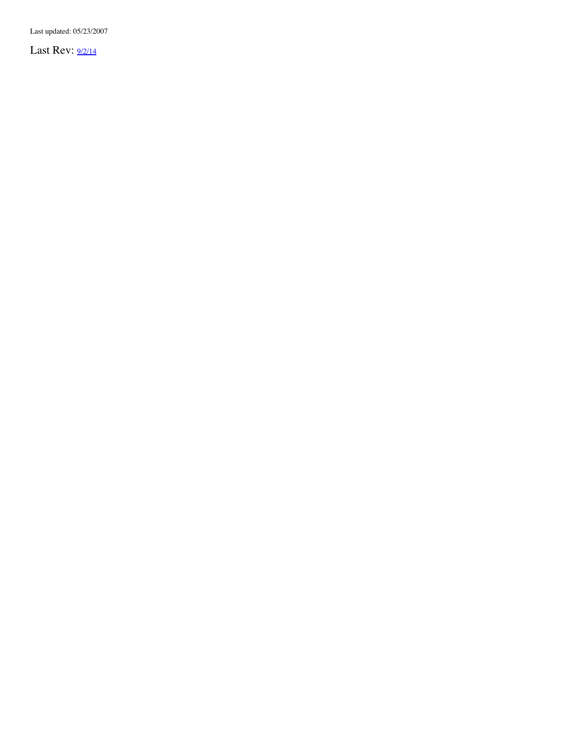Last updated: 05/23/2007

Last Rev: 9/2/14